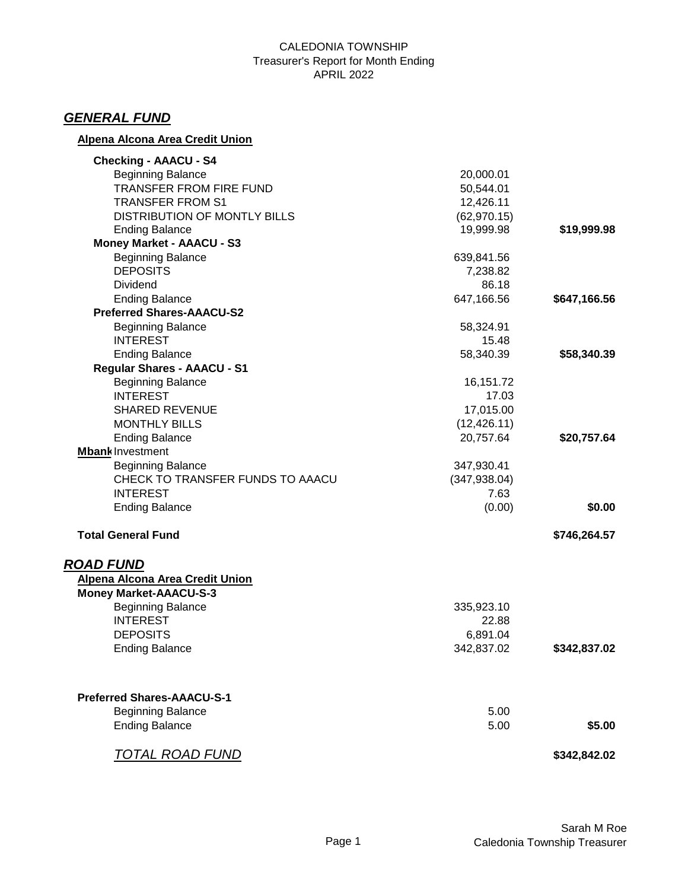CALEDONIA TOWNSHIP
Treasurer's Report for Month Ending
APRIL 2022

## *GENERAL FUND*

**Alpena Alcona Area Credit Union**

| | | |
|---|---|---|
| **Checking - AAACU - S4** | | |
| Beginning Balance | 20,000.01 | |
| TRANSFER FROM FIRE FUND | 50,544.01 | |
| TRANSFER FROM S1 | 12,426.11 | |
| DISTRIBUTION OF MONTLY BILLS | (62,970.15) | |
| Ending Balance | 19,999.98 | **$19,999.98** |
| **Money Market - AAACU - S3** | | |
| Beginning Balance | 639,841.56 | |
| DEPOSITS | 7,238.82 | |
| Dividend | 86.18 | |
| Ending Balance | 647,166.56 | **$647,166.56** |
| **Preferred Shares-AAACU-S2** | | |
| Beginning Balance | 58,324.91 | |
| INTEREST | 15.48 | |
| Ending Balance | 58,340.39 | **$58,340.39** |
| **Regular Shares - AAACU - S1** | | |
| Beginning Balance | 16,151.72 | |
| INTEREST | 17.03 | |
| SHARED REVENUE | 17,015.00 | |
| MONTHLY BILLS | (12,426.11) | |
| Ending Balance | 20,757.64 | **$20,757.64** |
| **Mbank** Investment | | |
| Beginning Balance | 347,930.41 | |
| CHECK TO TRANSFER FUNDS TO AAACU | (347,938.04) | |
| INTEREST | 7.63 | |
| Ending Balance | (0.00) | **$0.00** |
| | | |
| **Total General Fund** | | **$746,264.57** |

## *ROAD FUND*

**Alpena Alcona Area Credit Union**

| | | |
|---|---|---|
| **Money Market-AAACU-S-3** | | |
| Beginning Balance | 335,923.10 | |
| INTEREST | 22.88 | |
| DEPOSITS | 6,891.04 | |
| Ending Balance | 342,837.02 | **$342,837.02** |
| | | |
| **Preferred Shares-AAACU-S-1** | | |
| Beginning Balance | 5.00 | |
| Ending Balance | 5.00 | **$5.00** |
| | | |
| *TOTAL ROAD FUND* | | **$342,842.02** |

Sarah M Roe
Caledonia Township Treasurer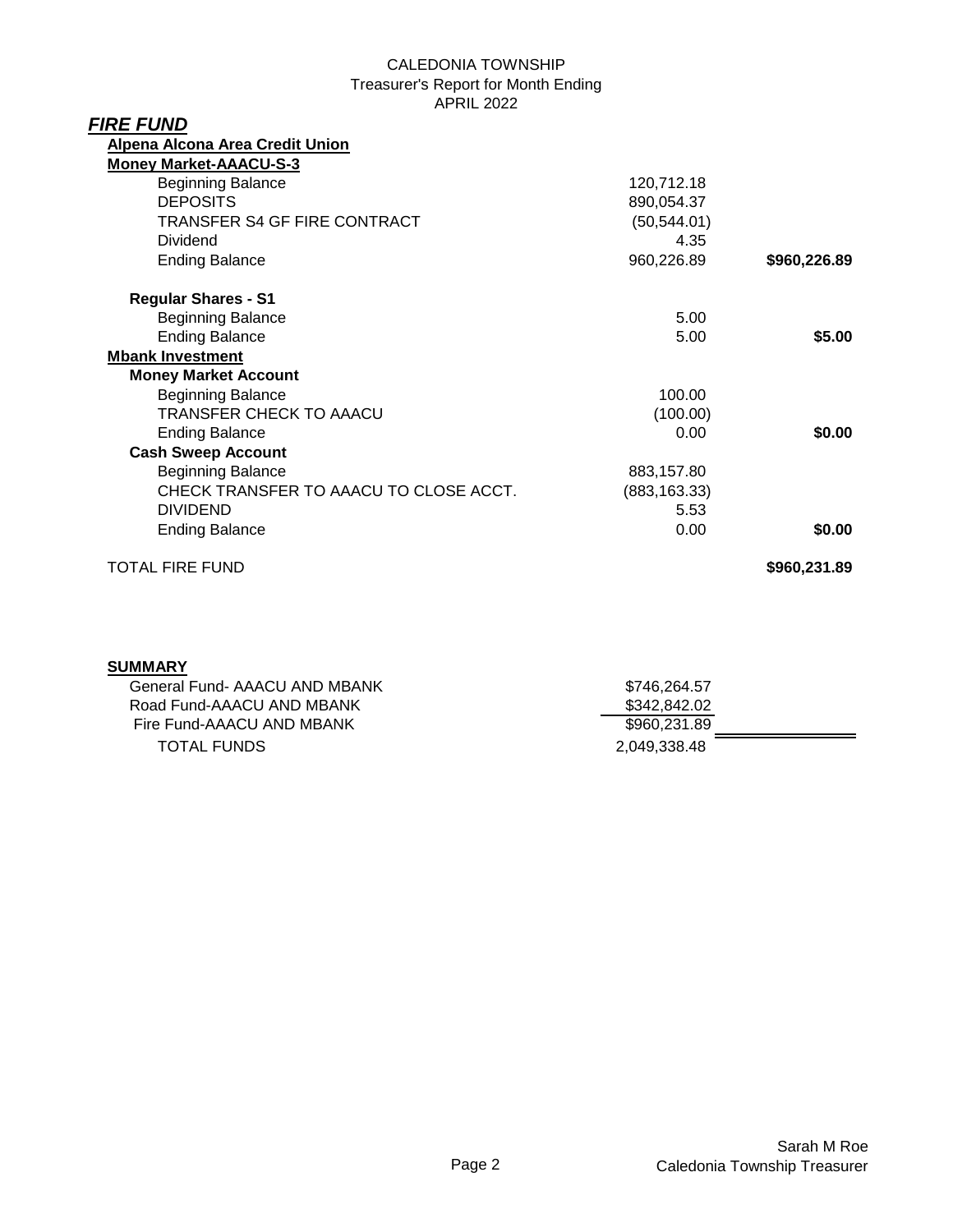CALEDONIA TOWNSHIP
Treasurer's Report for Month Ending
APRIL 2022

## *FIRE FUND*

| | | |
|---|---|---|
| **Alpena Alcona Area Credit Union** | | |
| **Money Market-AAACU-S-3** | | |
| Beginning Balance | 120,712.18 | |
| DEPOSITS | 890,054.37 | |
| TRANSFER S4 GF FIRE CONTRACT | (50,544.01) | |
| Dividend | 4.35 | |
| Ending Balance | 960,226.89 | **$960,226.89** |
| **Regular Shares - S1** | | |
| Beginning Balance | 5.00 | |
| Ending Balance | 5.00 | **$5.00** |
| **Mbank Investment** | | |
| **Money Market Account** | | |
| Beginning Balance | 100.00 | |
| TRANSFER CHECK TO AAACU | (100.00) | |
| Ending Balance | 0.00 | **$0.00** |
| **Cash Sweep Account** | | |
| Beginning Balance | 883,157.80 | |
| CHECK TRANSFER TO AAACU TO CLOSE ACCT. | (883,163.33) | |
| DIVIDEND | 5.53 | |
| Ending Balance | 0.00 | **$0.00** |
| TOTAL FIRE FUND | | **$960,231.89** |

**SUMMARY**

| | |
|---|---|
| General Fund- AAACU AND MBANK | $746,264.57 |
| Road Fund-AAACU AND MBANK | $342,842.02 |
| Fire Fund-AAACU AND MBANK | $960,231.89 |
| TOTAL FUNDS | 2,049,338.48 |

Sarah M Roe
Caledonia Township Treasurer